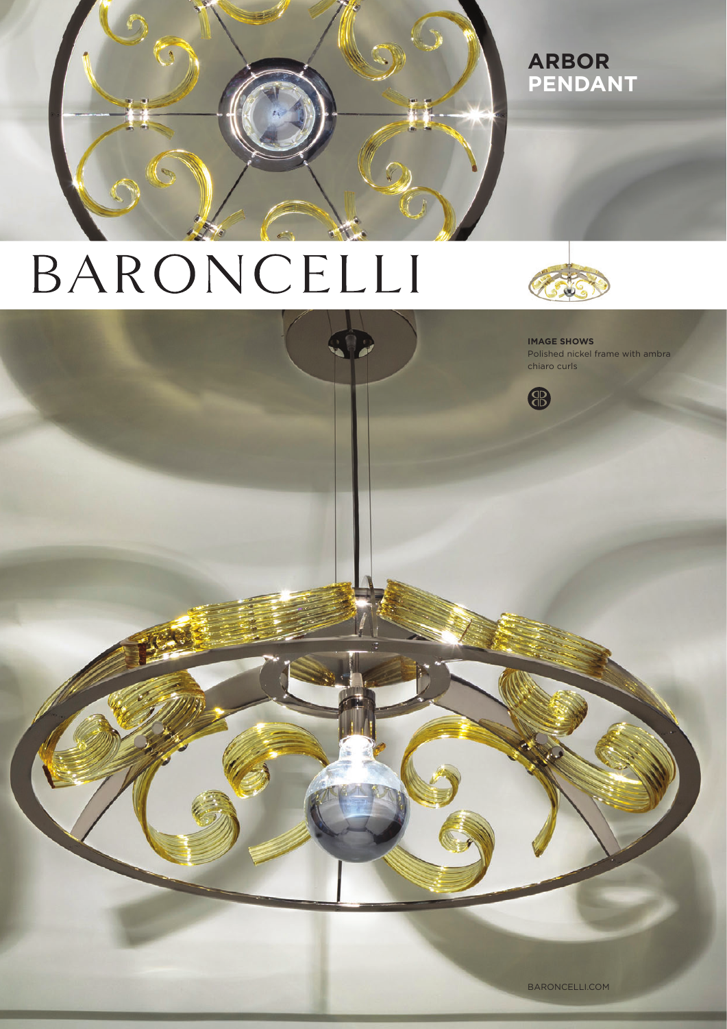# ARBOR PENDANT

BARONCELLI

**IMAGE SHOWS**
Polished nickel frame with ambra chiaro curls

BARONCELLI.COM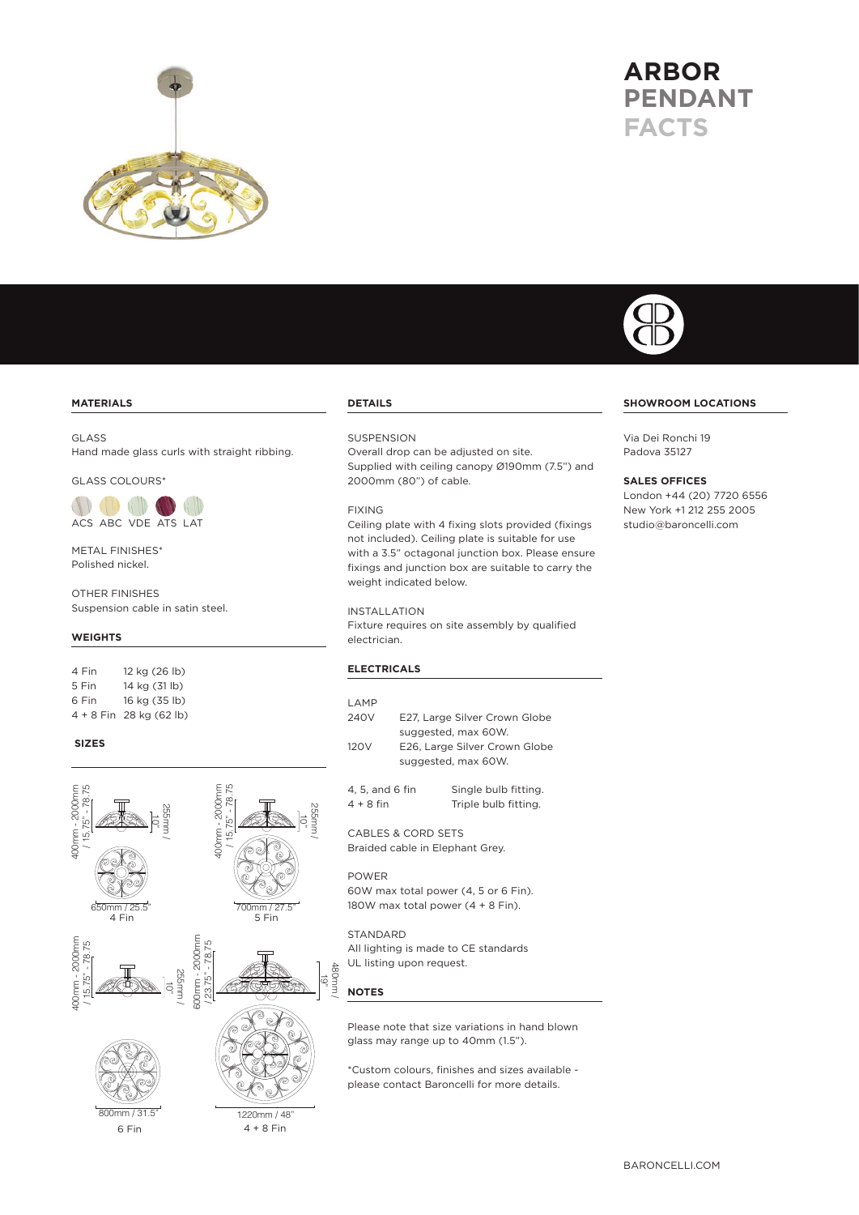# ARBOR PENDANT FACTS

## MATERIALS

GLASS
Hand made glass curls with straight ribbing.

GLASS COLOURS*

ACS ABC VDE ATS LAT

METAL FINISHES*
Polished nickel.

OTHER FINISHES
Suspension cable in satin steel.

## WEIGHTS

| | |
|---|---|
| 4 Fin | 12 kg (26 lb) |
| 5 Fin | 14 kg (31 lb) |
| 6 Fin | 16 kg (35 lb) |
| 4 + 8 Fin | 28 kg (62 lb) |

## SIZES

400mm - 2000mm / 15.75" - 78.75
255mm / 10"
650mm / 25.5"
4 Fin

400mm - 2000mm / 15.75" - 78.75
255mm / 10"
700mm / 27.5"
5 Fin

400mm - 2000mm / 15.75" - 78.75
255mm / 10"
800mm / 31.5"
6 Fin

600mm - 2000mm / 23.75" - 78.75
480mm / 19"
1220mm / 48"
4 + 8 Fin

## DETAILS

SUSPENSION
Overall drop can be adjusted on site.
Supplied with ceiling canopy Ø190mm (7.5") and 2000mm (80") of cable.

FIXING
Ceiling plate with 4 fixing slots provided (fixings not included). Ceiling plate is suitable for use with a 3.5" octagonal junction box. Please ensure fixings and junction box are suitable to carry the weight indicated below.

INSTALLATION
Fixture requires on site assembly by qualified electrician.

## ELECTRICALS

LAMP

| | |
|---|---|
| 240V | E27, Large Silver Crown Globe suggested, max 60W. |
| 120V | E26, Large Silver Crown Globe suggested, max 60W. |

| | |
|---|---|
| 4, 5, and 6 fin | Single bulb fitting. |
| 4 + 8 fin | Triple bulb fitting. |

CABLES & CORD SETS
Braided cable in Elephant Grey.

POWER
60W max total power (4, 5 or 6 Fin).
180W max total power (4 + 8 Fin).

STANDARD
All lighting is made to CE standards
UL listing upon request.

## NOTES

Please note that size variations in hand blown glass may range up to 40mm (1.5").

*Custom colours, finishes and sizes available - please contact Baroncelli for more details.

## SHOWROOM LOCATIONS

Via Dei Ronchi 19
Padova 35127

**SALES OFFICES**
London +44 (20) 7720 6556
New York +1 212 255 2005
studio@baroncelli.com

BARONCELLI.COM